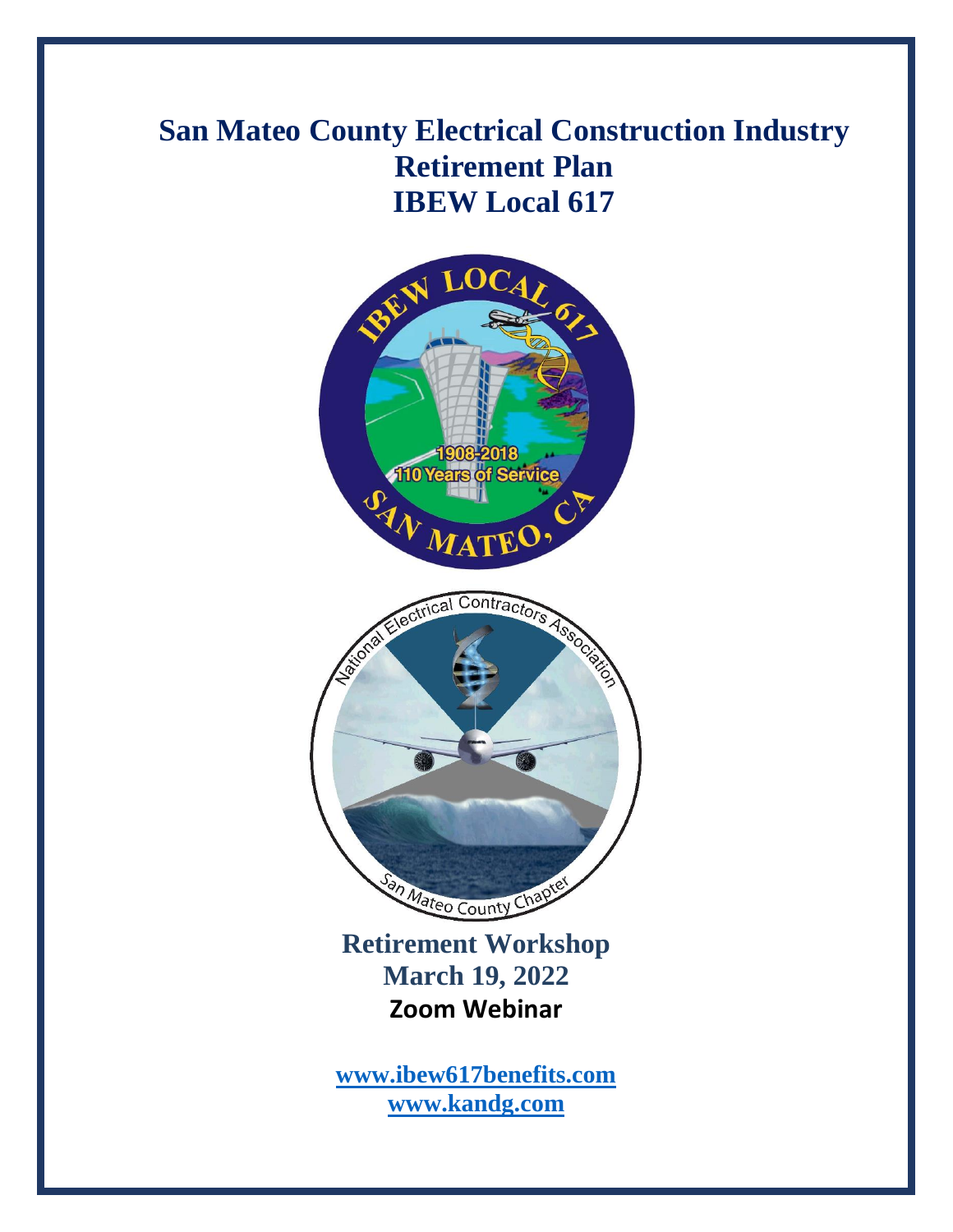# San Mateo County Electrical Construction Industry Retirement Plan IBEW Local 617

## Retirement Workshop

**March 19, 2022**

**Zoom Webinar**

www.ibew617benefits.com

www.kandg.com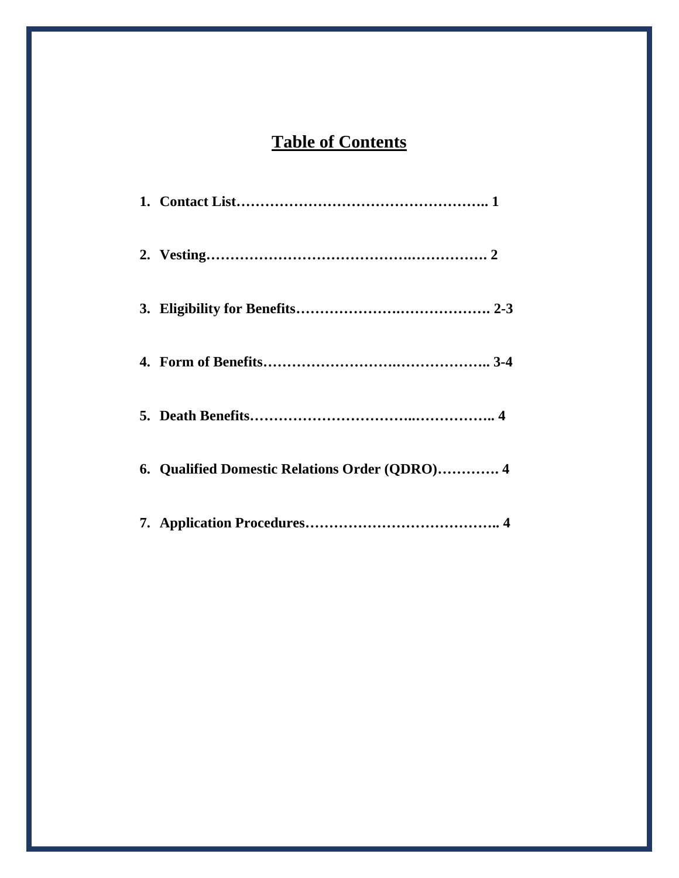# Table of Contents

1. **Contact List…………………………………………….. 1**

2. **Vesting……………………………….……………. 2**

3. **Eligibility for Benefits………………….………………. 2-3**

4. **Form of Benefits……………………….……………….. 3-4**

5. **Death Benefits…………………………..…………….. 4**

6. **Qualified Domestic Relations Order (QDRO)…………. 4**

7. **Application Procedures………………………………….. 4**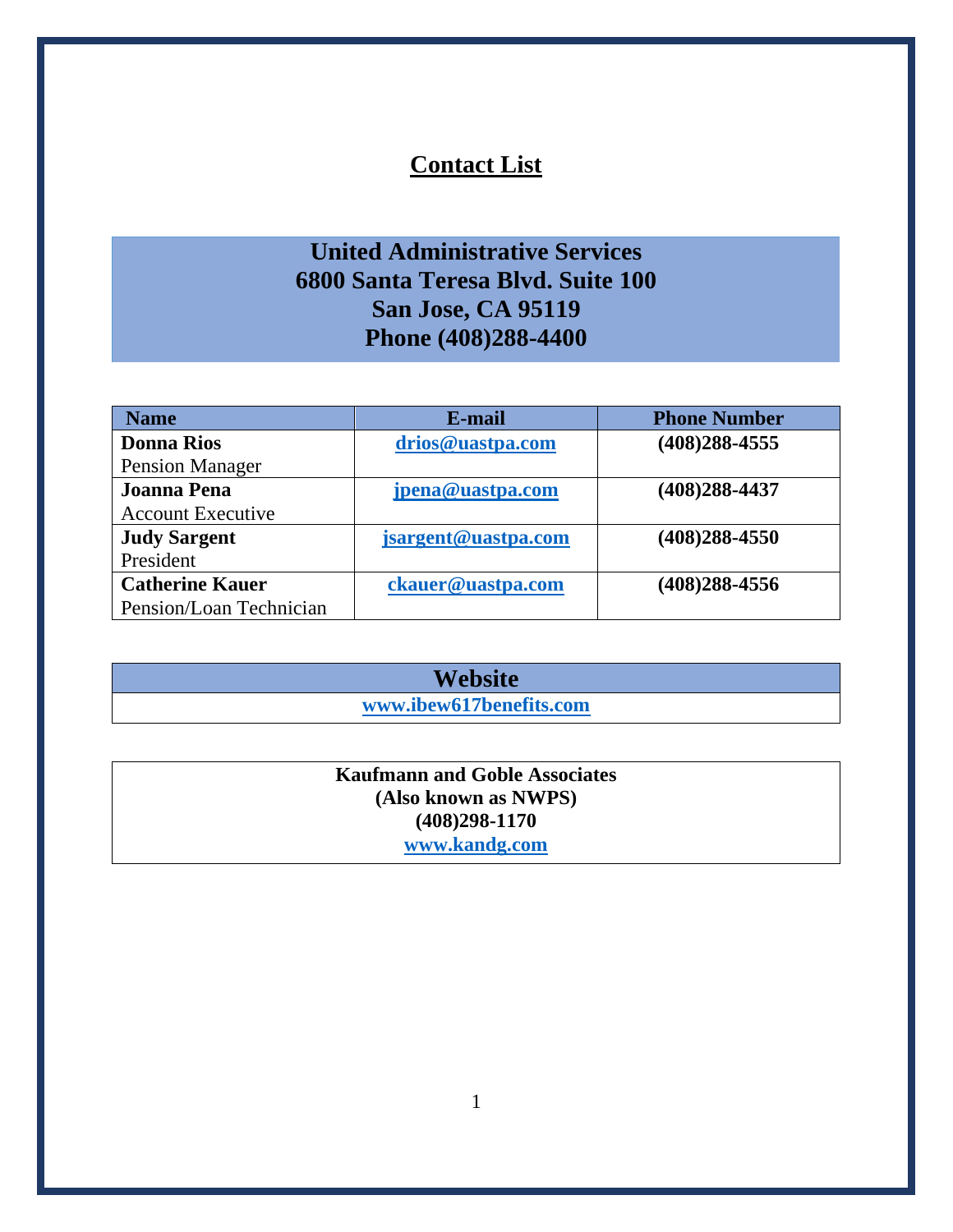# Contact List

## United Administrative Services
**6800 Santa Teresa Blvd. Suite 100**
**San Jose, CA 95119**
**Phone (408)288-4400**

| Name | E-mail | Phone Number |
|---|---|---|
| **Donna Rios**<br>Pension Manager | drios@uastpa.com | **(408)288-4555** |
| **Joanna Pena**<br>Account Executive | jpena@uastpa.com | **(408)288-4437** |
| **Judy Sargent**<br>President | jsargent@uastpa.com | **(408)288-4550** |
| **Catherine Kauer**<br>Pension/Loan Technician | ckauer@uastpa.com | **(408)288-4556** |

| Website |
|---|
| www.ibew617benefits.com |

**Kaufmann and Goble Associates**
**(Also known as NWPS)**
**(408)298-1170**
**www.kandg.com**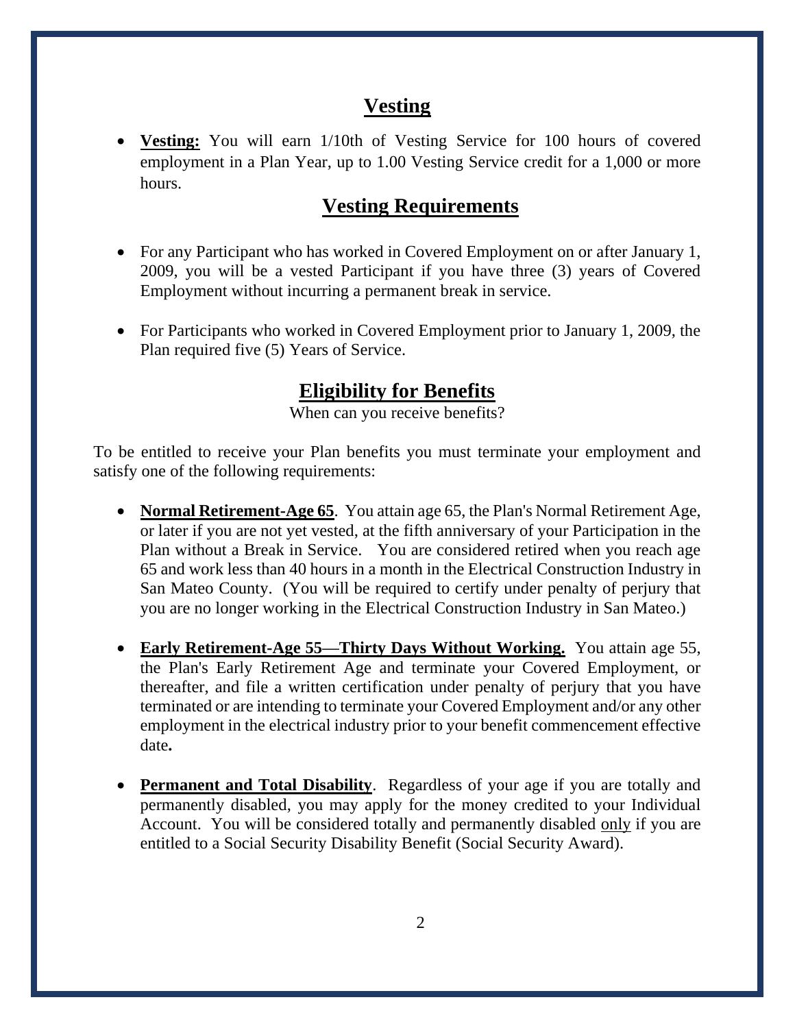## Vesting

- **Vesting:** You will earn 1/10th of Vesting Service for 100 hours of covered employment in a Plan Year, up to 1.00 Vesting Service credit for a 1,000 or more hours.

## Vesting Requirements

- For any Participant who has worked in Covered Employment on or after January 1, 2009, you will be a vested Participant if you have three (3) years of Covered Employment without incurring a permanent break in service.

- For Participants who worked in Covered Employment prior to January 1, 2009, the Plan required five (5) Years of Service.

## Eligibility for Benefits

When can you receive benefits?

To be entitled to receive your Plan benefits you must terminate your employment and satisfy one of the following requirements:

- **Normal Retirement-Age 65**. You attain age 65, the Plan's Normal Retirement Age, or later if you are not yet vested, at the fifth anniversary of your Participation in the Plan without a Break in Service. You are considered retired when you reach age 65 and work less than 40 hours in a month in the Electrical Construction Industry in San Mateo County. (You will be required to certify under penalty of perjury that you are no longer working in the Electrical Construction Industry in San Mateo.)

- **Early Retirement-Age 55—Thirty Days Without Working.** You attain age 55, the Plan's Early Retirement Age and terminate your Covered Employment, or thereafter, and file a written certification under penalty of perjury that you have terminated or are intending to terminate your Covered Employment and/or any other employment in the electrical industry prior to your benefit commencement effective date**.**

- **Permanent and Total Disability**. Regardless of your age if you are totally and permanently disabled, you may apply for the money credited to your Individual Account. You will be considered totally and permanently disabled only if you are entitled to a Social Security Disability Benefit (Social Security Award).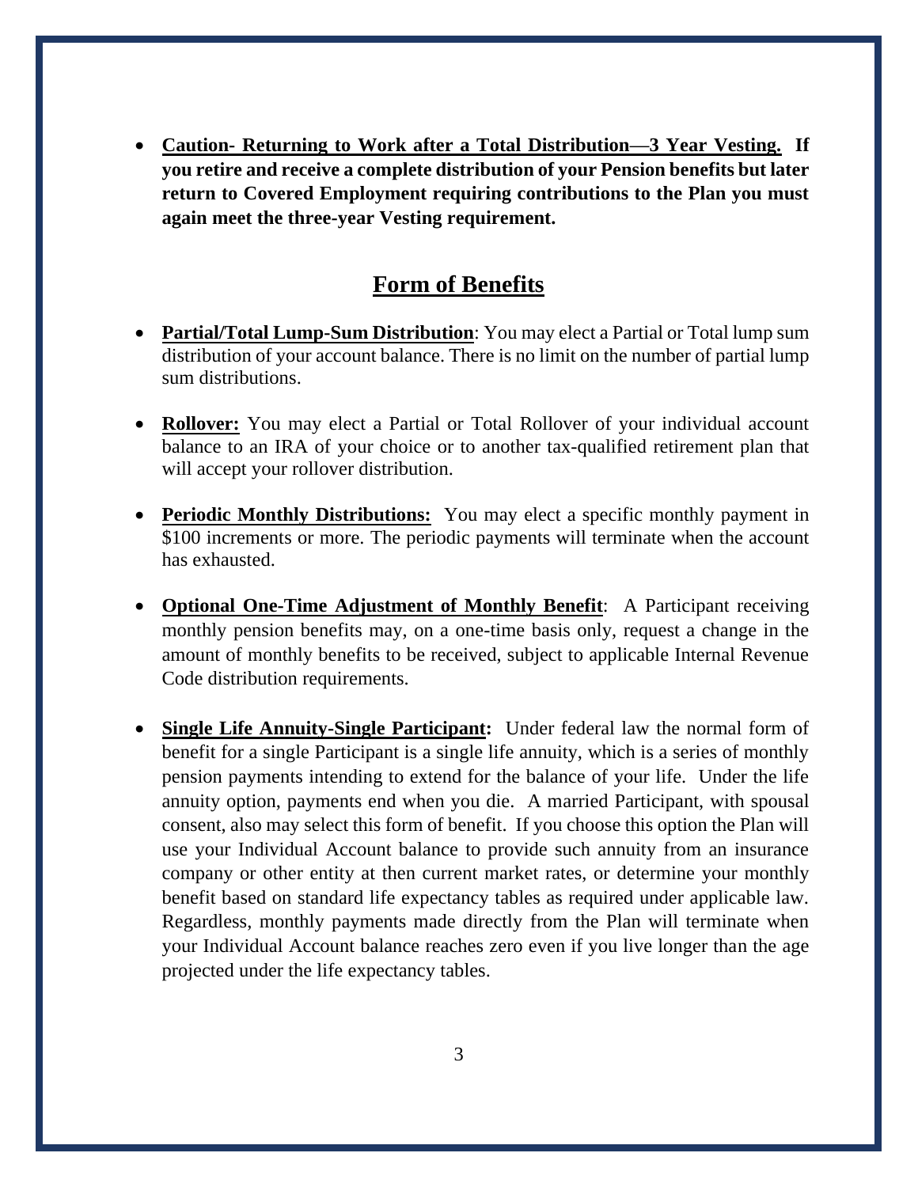- **Caution- Returning to Work after a Total Distribution—3 Year Vesting. If you retire and receive a complete distribution of your Pension benefits but later return to Covered Employment requiring contributions to the Plan you must again meet the three-year Vesting requirement.**

## Form of Benefits

- **Partial/Total Lump-Sum Distribution**: You may elect a Partial or Total lump sum distribution of your account balance. There is no limit on the number of partial lump sum distributions.

- **Rollover:** You may elect a Partial or Total Rollover of your individual account balance to an IRA of your choice or to another tax-qualified retirement plan that will accept your rollover distribution.

- **Periodic Monthly Distributions:** You may elect a specific monthly payment in $100 increments or more. The periodic payments will terminate when the account has exhausted.

- **Optional One-Time Adjustment of Monthly Benefit**: A Participant receiving monthly pension benefits may, on a one-time basis only, request a change in the amount of monthly benefits to be received, subject to applicable Internal Revenue Code distribution requirements.

- **Single Life Annuity-Single Participant:** Under federal law the normal form of benefit for a single Participant is a single life annuity, which is a series of monthly pension payments intending to extend for the balance of your life. Under the life annuity option, payments end when you die. A married Participant, with spousal consent, also may select this form of benefit. If you choose this option the Plan will use your Individual Account balance to provide such annuity from an insurance company or other entity at then current market rates, or determine your monthly benefit based on standard life expectancy tables as required under applicable law. Regardless, monthly payments made directly from the Plan will terminate when your Individual Account balance reaches zero even if you live longer than the age projected under the life expectancy tables.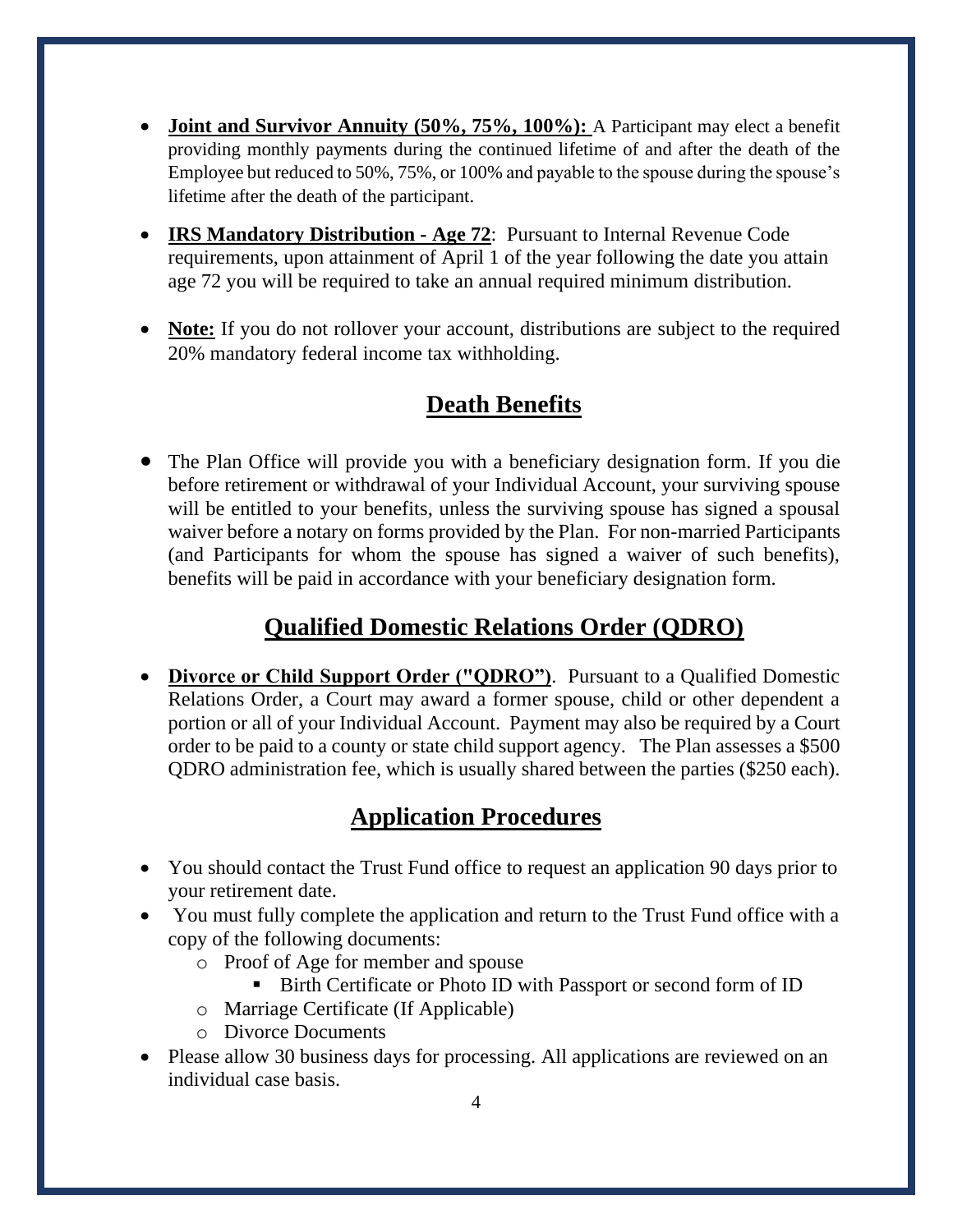- **Joint and Survivor Annuity (50%, 75%, 100%):** A Participant may elect a benefit providing monthly payments during the continued lifetime of and after the death of the Employee but reduced to 50%, 75%, or 100% and payable to the spouse during the spouse's lifetime after the death of the participant.
- **IRS Mandatory Distribution - Age 72**: Pursuant to Internal Revenue Code requirements, upon attainment of April 1 of the year following the date you attain age 72 you will be required to take an annual required minimum distribution.
- **Note:** If you do not rollover your account, distributions are subject to the required 20% mandatory federal income tax withholding.

## Death Benefits

- The Plan Office will provide you with a beneficiary designation form. If you die before retirement or withdrawal of your Individual Account, your surviving spouse will be entitled to your benefits, unless the surviving spouse has signed a spousal waiver before a notary on forms provided by the Plan. For non-married Participants (and Participants for whom the spouse has signed a waiver of such benefits), benefits will be paid in accordance with your beneficiary designation form.

## Qualified Domestic Relations Order (QDRO)

- **Divorce or Child Support Order ("QDRO")**. Pursuant to a Qualified Domestic Relations Order, a Court may award a former spouse, child or other dependent a portion or all of your Individual Account. Payment may also be required by a Court order to be paid to a county or state child support agency. The Plan assesses a $500 QDRO administration fee, which is usually shared between the parties ($250 each).

## Application Procedures

- You should contact the Trust Fund office to request an application 90 days prior to your retirement date.
- You must fully complete the application and return to the Trust Fund office with a copy of the following documents:
  - Proof of Age for member and spouse
    - Birth Certificate or Photo ID with Passport or second form of ID
  - Marriage Certificate (If Applicable)
  - Divorce Documents
- Please allow 30 business days for processing. All applications are reviewed on an individual case basis.